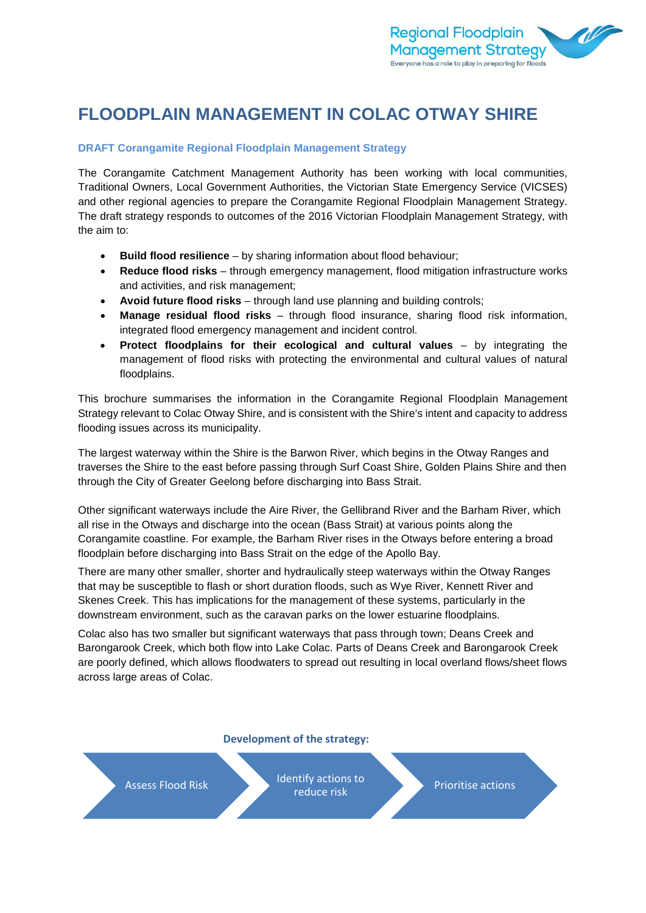# FLOODPLAIN MANAGEMENT IN COLAC OTWAY SHIRE

### DRAFT Corangamite Regional Floodplain Management Strategy

The Corangamite Catchment Management Authority has been working with local communities, Traditional Owners, Local Government Authorities, the Victorian State Emergency Service (VICSES) and other regional agencies to prepare the Corangamite Regional Floodplain Management Strategy. The draft strategy responds to outcomes of the 2016 Victorian Floodplain Management Strategy, with the aim to:

- **Build flood resilience** – by sharing information about flood behaviour;
- **Reduce flood risks** – through emergency management, flood mitigation infrastructure works and activities, and risk management;
- **Avoid future flood risks** – through land use planning and building controls;
- **Manage residual flood risks** – through flood insurance, sharing flood risk information, integrated flood emergency management and incident control.
- **Protect floodplains for their ecological and cultural values** – by integrating the management of flood risks with protecting the environmental and cultural values of natural floodplains.

This brochure summarises the information in the Corangamite Regional Floodplain Management Strategy relevant to Colac Otway Shire, and is consistent with the Shire's intent and capacity to address flooding issues across its municipality.

The largest waterway within the Shire is the Barwon River, which begins in the Otway Ranges and traverses the Shire to the east before passing through Surf Coast Shire, Golden Plains Shire and then through the City of Greater Geelong before discharging into Bass Strait.

Other significant waterways include the Aire River, the Gellibrand River and the Barham River, which all rise in the Otways and discharge into the ocean (Bass Strait) at various points along the Corangamite coastline. For example, the Barham River rises in the Otways before entering a broad floodplain before discharging into Bass Strait on the edge of the Apollo Bay.

There are many other smaller, shorter and hydraulically steep waterways within the Otway Ranges that may be susceptible to flash or short duration floods, such as Wye River, Kennett River and Skenes Creek. This has implications for the management of these systems, particularly in the downstream environment, such as the caravan parks on the lower estuarine floodplains.

Colac also has two smaller but significant waterways that pass through town; Deans Creek and Barongarook Creek, which both flow into Lake Colac. Parts of Deans Creek and Barongarook Creek are poorly defined, which allows floodwaters to spread out resulting in local overland flows/sheet flows across large areas of Colac.

**Development of the strategy:**

Assess Flood Risk → Identify actions to reduce risk → Prioritise actions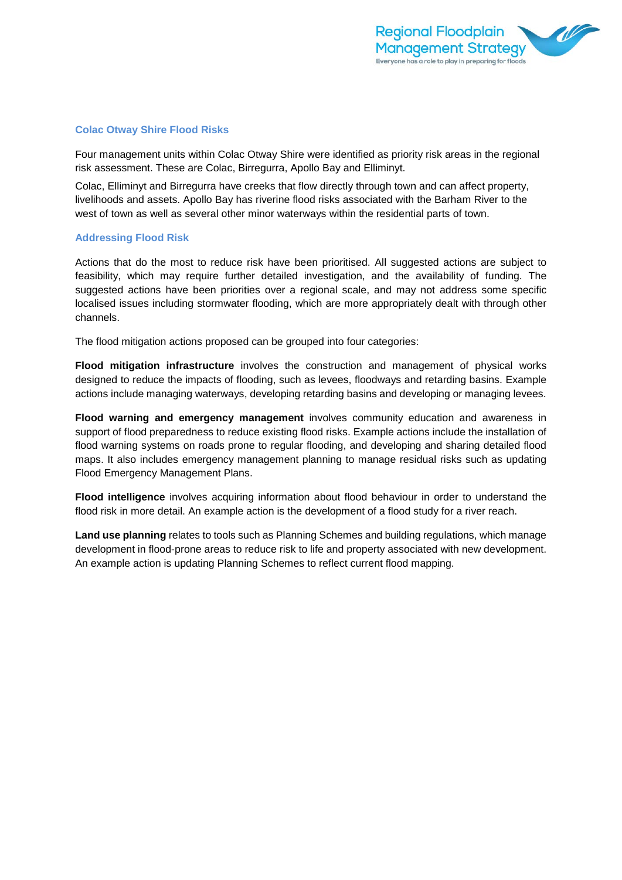## Colac Otway Shire Flood Risks

Four management units within Colac Otway Shire were identified as priority risk areas in the regional risk assessment. These are Colac, Birregurra, Apollo Bay and Elliminyt.

Colac, Elliminyt and Birregurra have creeks that flow directly through town and can affect property, livelihoods and assets. Apollo Bay has riverine flood risks associated with the Barham River to the west of town as well as several other minor waterways within the residential parts of town.

## Addressing Flood Risk

Actions that do the most to reduce risk have been prioritised. All suggested actions are subject to feasibility, which may require further detailed investigation, and the availability of funding. The suggested actions have been priorities over a regional scale, and may not address some specific localised issues including stormwater flooding, which are more appropriately dealt with through other channels.

The flood mitigation actions proposed can be grouped into four categories:

**Flood mitigation infrastructure** involves the construction and management of physical works designed to reduce the impacts of flooding, such as levees, floodways and retarding basins. Example actions include managing waterways, developing retarding basins and developing or managing levees.

**Flood warning and emergency management** involves community education and awareness in support of flood preparedness to reduce existing flood risks. Example actions include the installation of flood warning systems on roads prone to regular flooding, and developing and sharing detailed flood maps. It also includes emergency management planning to manage residual risks such as updating Flood Emergency Management Plans.

**Flood intelligence** involves acquiring information about flood behaviour in order to understand the flood risk in more detail. An example action is the development of a flood study for a river reach.

**Land use planning** relates to tools such as Planning Schemes and building regulations, which manage development in flood-prone areas to reduce risk to life and property associated with new development. An example action is updating Planning Schemes to reflect current flood mapping.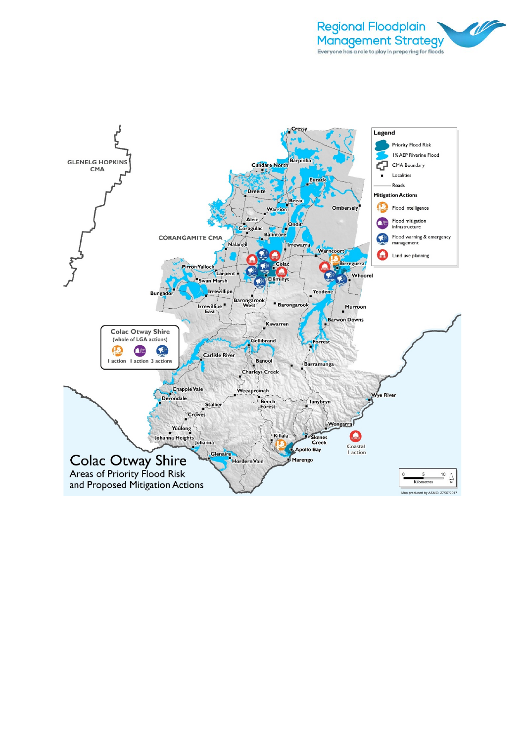Regional Floodplain Management Strategy

Everyone has a role to play in preparing for floods

GLENELG HOPKINS CMA

CORANGAMITE CMA

Cressy

Barpinba

Cundare North

Eurack

Dreeite

Beeac

Warrion

Ombersely

Alvie

Coragulac

Ondit

Balintore

Nalangil

Irrewarra

Warncoort

Colac

Birregurra

Pirron Yallock

Larpent

Elliminyt

Whoorel

Swan Marsh

Irrewillipe

Yeodene

Bungador

Barongarook West

Barongarook

Irrewillipe East

Murroon

Barwon Downs

Kawarren

Gellibrand

Forrest

Carlisle River

Banool

Barramunga

Charleys Creek

Chapple Vale

Weeaproinah

Devondale

Wye River

Beech Forest

Tanybryn

Stalker

Crowes

Wongarra

Yuulong

Johanna Heights

Killala

Skenes Creek

Johanna

Apollo Bay

Coastal
1 action

Glenaire

Hordern Vale

Marengo

Colac Otway Shire
(whole of LGA actions)
1 action 1 action 3 actions

Legend
Priority Flood Risk
1% AEP Riverine Flood
CMA Boundary
Localities
Roads
Mitigation Actions
Flood intelligence
Flood mitigation infrastructure
Flood warning & emergency management
Land use planning

# Colac Otway Shire

Areas of Priority Flood Risk and Proposed Mitigation Actions

0 5 10
Kilometres

Map produced by ASMG: 27/07/2017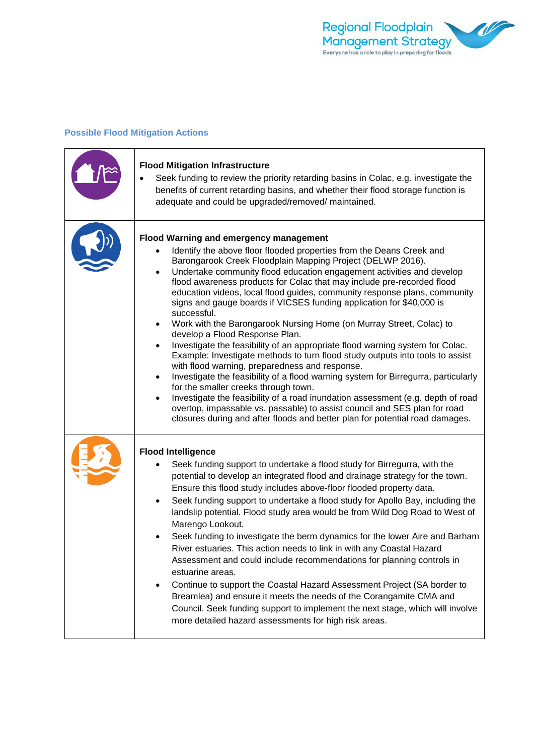## Possible Flood Mitigation Actions

| | |
|---|---|
| | **Flood Mitigation Infrastructure**<br>• Seek funding to review the priority retarding basins in Colac, e.g. investigate the benefits of current retarding basins, and whether their flood storage function is adequate and could be upgraded/removed/ maintained. |
| | **Flood Warning and emergency management**<br>• Identify the above floor flooded properties from the Deans Creek and Barongarook Creek Floodplain Mapping Project (DELWP 2016).<br>• Undertake community flood education engagement activities and develop flood awareness products for Colac that may include pre-recorded flood education videos, local flood guides, community response plans, community signs and gauge boards if VICSES funding application for $40,000 is successful.<br>• Work with the Barongarook Nursing Home (on Murray Street, Colac) to develop a Flood Response Plan.<br>• Investigate the feasibility of an appropriate flood warning system for Colac. Example: Investigate methods to turn flood study outputs into tools to assist with flood warning, preparedness and response.<br>• Investigate the feasibility of a flood warning system for Birregurra, particularly for the smaller creeks through town.<br>• Investigate the feasibility of a road inundation assessment (e.g. depth of road overtop, impassable vs. passable) to assist council and SES plan for road closures during and after floods and better plan for potential road damages. |
| | **Flood Intelligence**<br>• Seek funding support to undertake a flood study for Birregurra, with the potential to develop an integrated flood and drainage strategy for the town. Ensure this flood study includes above-floor flooded property data.<br>• Seek funding support to undertake a flood study for Apollo Bay, including the landslip potential. Flood study area would be from Wild Dog Road to West of Marengo Lookout.<br>• Seek funding to investigate the berm dynamics for the lower Aire and Barham River estuaries. This action needs to link in with any Coastal Hazard Assessment and could include recommendations for planning controls in estuarine areas.<br>• Continue to support the Coastal Hazard Assessment Project (SA border to Breamlea) and ensure it meets the needs of the Corangamite CMA and Council. Seek funding support to implement the next stage, which will involve more detailed hazard assessments for high risk areas. |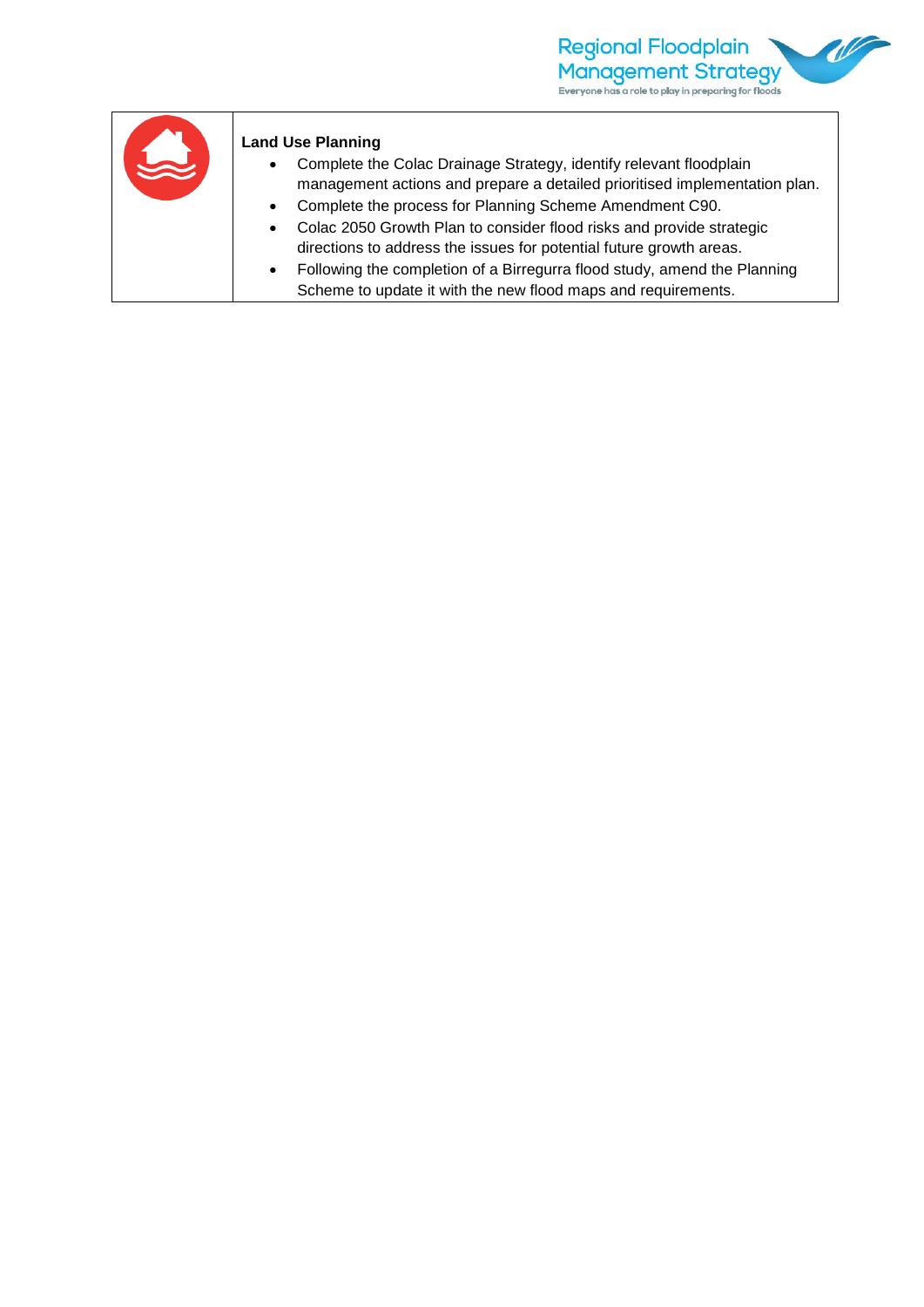**Land Use Planning**

- Complete the Colac Drainage Strategy, identify relevant floodplain management actions and prepare a detailed prioritised implementation plan.
- Complete the process for Planning Scheme Amendment C90.
- Colac 2050 Growth Plan to consider flood risks and provide strategic directions to address the issues for potential future growth areas.
- Following the completion of a Birregurra flood study, amend the Planning Scheme to update it with the new flood maps and requirements.